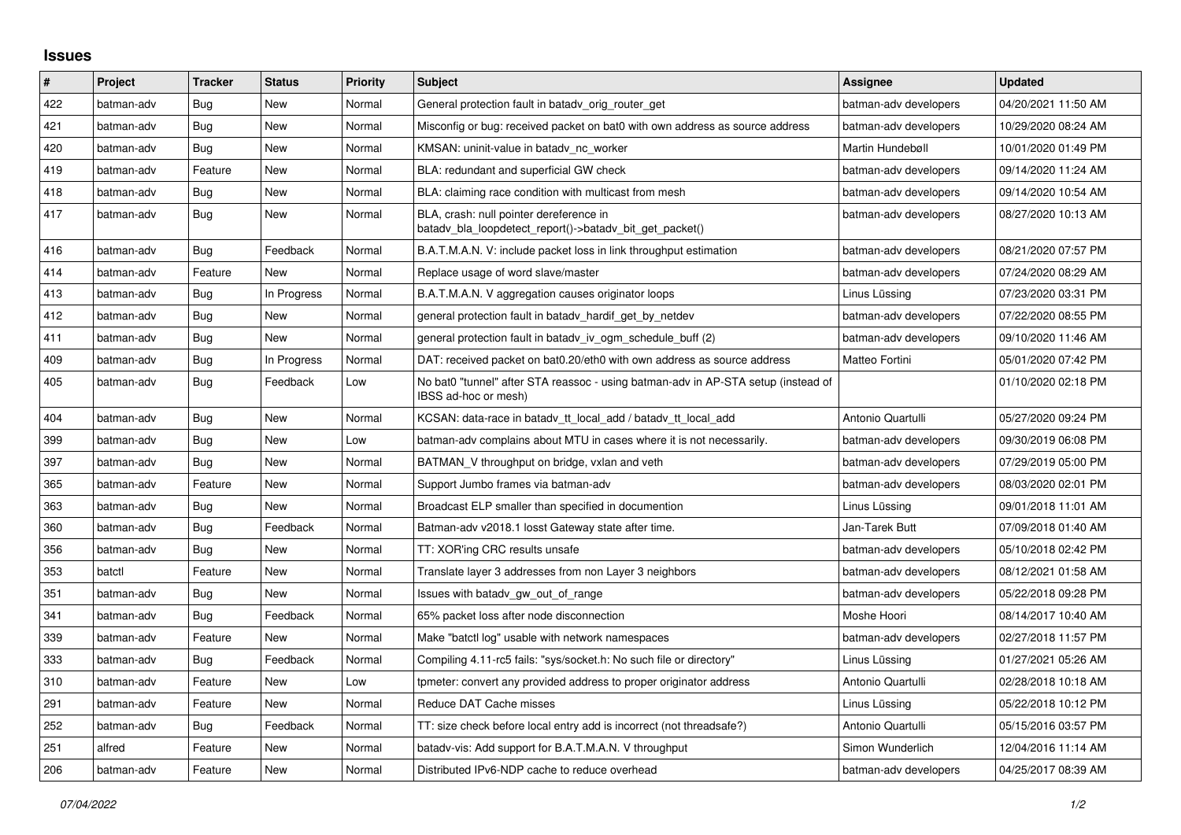## Issues

| # | Project | Tracker | Status | Priority | Subject | Assignee | Updated |
|---|---|---|---|---|---|---|---|
| 422 | batman-adv | Bug | New | Normal | General protection fault in batadv_orig_router_get | batman-adv developers | 04/20/2021 11:50 AM |
| 421 | batman-adv | Bug | New | Normal | Misconfig or bug: received packet on bat0 with own address as source address | batman-adv developers | 10/29/2020 08:24 AM |
| 420 | batman-adv | Bug | New | Normal | KMSAN: uninit-value in batadv_nc_worker | Martin Hundebøll | 10/01/2020 01:49 PM |
| 419 | batman-adv | Feature | New | Normal | BLA: redundant and superficial GW check | batman-adv developers | 09/14/2020 11:24 AM |
| 418 | batman-adv | Bug | New | Normal | BLA: claiming race condition with multicast from mesh | batman-adv developers | 09/14/2020 10:54 AM |
| 417 | batman-adv | Bug | New | Normal | BLA, crash: null pointer dereference in batadv_bla_loopdetect_report()->batadv_bit_get_packet() | batman-adv developers | 08/27/2020 10:13 AM |
| 416 | batman-adv | Bug | Feedback | Normal | B.A.T.M.A.N. V: include packet loss in link throughput estimation | batman-adv developers | 08/21/2020 07:57 PM |
| 414 | batman-adv | Feature | New | Normal | Replace usage of word slave/master | batman-adv developers | 07/24/2020 08:29 AM |
| 413 | batman-adv | Bug | In Progress | Normal | B.A.T.M.A.N. V aggregation causes originator loops | Linus Lüssing | 07/23/2020 03:31 PM |
| 412 | batman-adv | Bug | New | Normal | general protection fault in batadv_hardif_get_by_netdev | batman-adv developers | 07/22/2020 08:55 PM |
| 411 | batman-adv | Bug | New | Normal | general protection fault in batadv_iv_ogm_schedule_buff (2) | batman-adv developers | 09/10/2020 11:46 AM |
| 409 | batman-adv | Bug | In Progress | Normal | DAT: received packet on bat0.20/eth0 with own address as source address | Matteo Fortini | 05/01/2020 07:42 PM |
| 405 | batman-adv | Bug | Feedback | Low | No bat0 "tunnel" after STA reassoc - using batman-adv in AP-STA setup (instead of IBSS ad-hoc or mesh) | | 01/10/2020 02:18 PM |
| 404 | batman-adv | Bug | New | Normal | KCSAN: data-race in batadv_tt_local_add / batadv_tt_local_add | Antonio Quartulli | 05/27/2020 09:24 PM |
| 399 | batman-adv | Bug | New | Low | batman-adv complains about MTU in cases where it is not necessarily. | batman-adv developers | 09/30/2019 06:08 PM |
| 397 | batman-adv | Bug | New | Normal | BATMAN_V throughput on bridge, vxlan and veth | batman-adv developers | 07/29/2019 05:00 PM |
| 365 | batman-adv | Feature | New | Normal | Support Jumbo frames via batman-adv | batman-adv developers | 08/03/2020 02:01 PM |
| 363 | batman-adv | Bug | New | Normal | Broadcast ELP smaller than specified in documention | Linus Lüssing | 09/01/2018 11:01 AM |
| 360 | batman-adv | Bug | Feedback | Normal | Batman-adv v2018.1 losst Gateway state after time. | Jan-Tarek Butt | 07/09/2018 01:40 AM |
| 356 | batman-adv | Bug | New | Normal | TT: XOR'ing CRC results unsafe | batman-adv developers | 05/10/2018 02:42 PM |
| 353 | batctl | Feature | New | Normal | Translate layer 3 addresses from non Layer 3 neighbors | batman-adv developers | 08/12/2021 01:58 AM |
| 351 | batman-adv | Bug | New | Normal | Issues with batadv_gw_out_of_range | batman-adv developers | 05/22/2018 09:28 PM |
| 341 | batman-adv | Bug | Feedback | Normal | 65% packet loss after node disconnection | Moshe Hoori | 08/14/2017 10:40 AM |
| 339 | batman-adv | Feature | New | Normal | Make "batctl log" usable with network namespaces | batman-adv developers | 02/27/2018 11:57 PM |
| 333 | batman-adv | Bug | Feedback | Normal | Compiling 4.11-rc5 fails: "sys/socket.h: No such file or directory" | Linus Lüssing | 01/27/2021 05:26 AM |
| 310 | batman-adv | Feature | New | Low | tpmeter: convert any provided address to proper originator address | Antonio Quartulli | 02/28/2018 10:18 AM |
| 291 | batman-adv | Feature | New | Normal | Reduce DAT Cache misses | Linus Lüssing | 05/22/2018 10:12 PM |
| 252 | batman-adv | Bug | Feedback | Normal | TT: size check before local entry add is incorrect (not threadsafe?) | Antonio Quartulli | 05/15/2016 03:57 PM |
| 251 | alfred | Feature | New | Normal | batadv-vis: Add support for B.A.T.M.A.N. V throughput | Simon Wunderlich | 12/04/2016 11:14 AM |
| 206 | batman-adv | Feature | New | Normal | Distributed IPv6-NDP cache to reduce overhead | batman-adv developers | 04/25/2017 08:39 AM |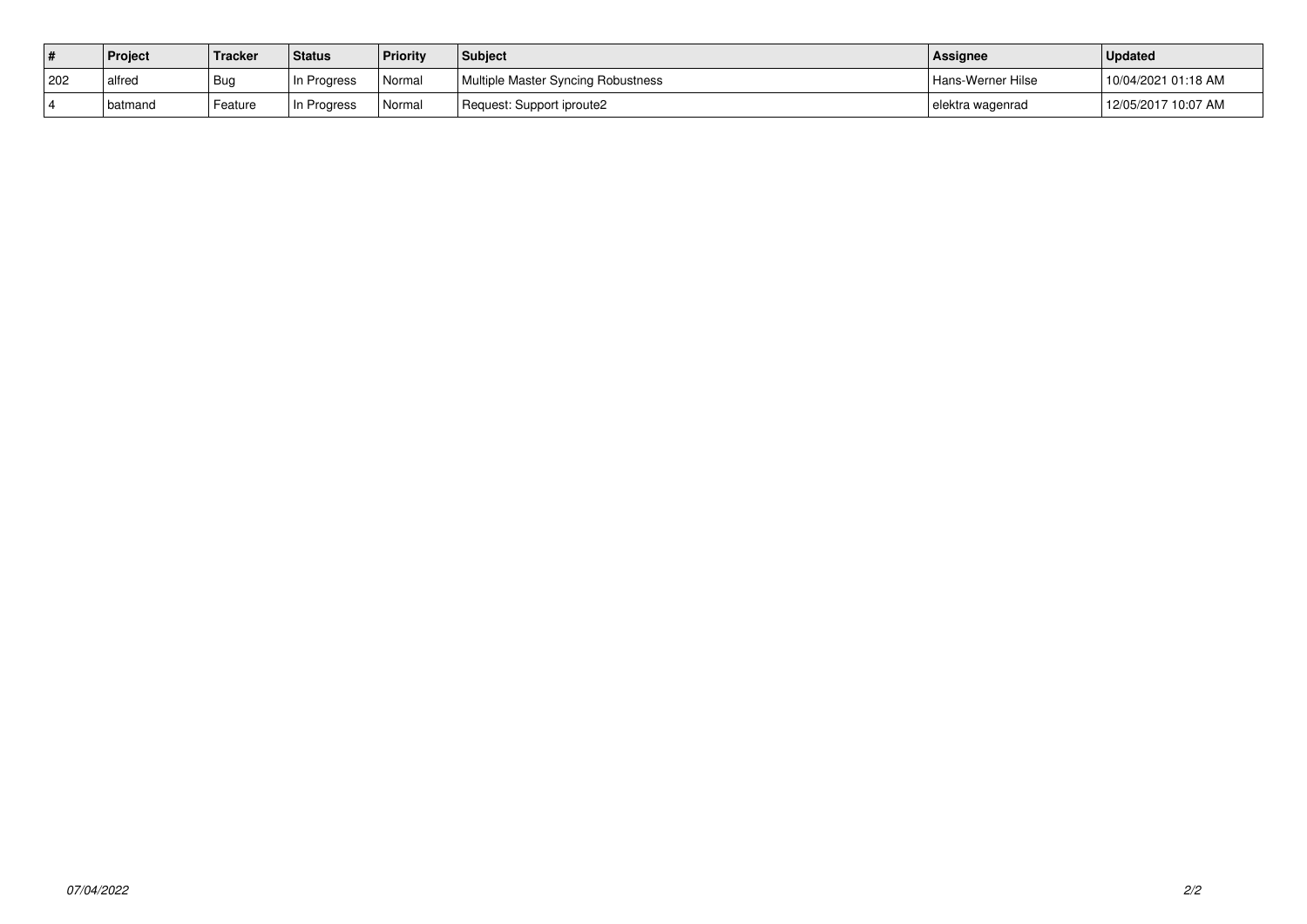| # | Project | Tracker | Status | Priority | Subject | Assignee | Updated |
|---|---|---|---|---|---|---|---|
| 202 | alfred | Bug | In Progress | Normal | Multiple Master Syncing Robustness | Hans-Werner Hilse | 10/04/2021 01:18 AM |
| 4 | batmand | Feature | In Progress | Normal | Request: Support iproute2 | elektra wagenrad | 12/05/2017 10:07 AM |